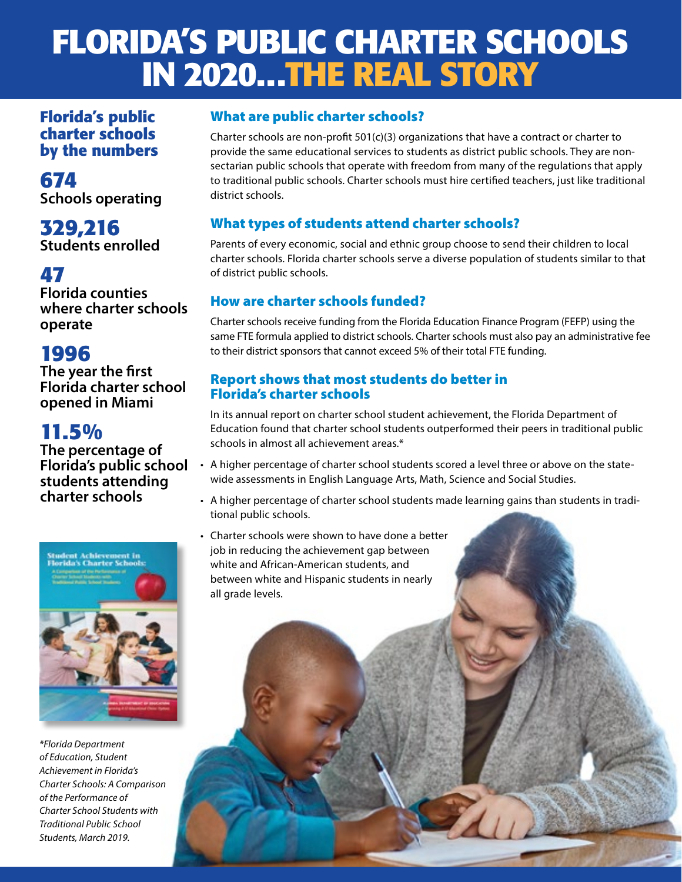# FLORIDA'S PUBLIC CHARTER SCHOOLS IN 2020...THE REAL STORY

## Florida's public charter schools by the numbers

**674**
**Schools operating**

**329,216**
**Students enrolled**

**47**
**Florida counties where charter schools operate**

**1996**
**The year the first Florida charter school opened in Miami**

**11.5%**
**The percentage of Florida's public school students attending charter schools**

*\*Florida Department of Education, Student Achievement in Florida's Charter Schools: A Comparison of the Performance of Charter School Students with Traditional Public School Students, March 2019.*

## What are public charter schools?

Charter schools are non-profit 501(c)(3) organizations that have a contract or charter to provide the same educational services to students as district public schools. They are non-sectarian public schools that operate with freedom from many of the regulations that apply to traditional public schools. Charter schools must hire certified teachers, just like traditional district schools.

## What types of students attend charter schools?

Parents of every economic, social and ethnic group choose to send their children to local charter schools. Florida charter schools serve a diverse population of students similar to that of district public schools.

## How are charter schools funded?

Charter schools receive funding from the Florida Education Finance Program (FEFP) using the same FTE formula applied to district schools. Charter schools must also pay an administrative fee to their district sponsors that cannot exceed 5% of their total FTE funding.

## Report shows that most students do better in Florida's charter schools

In its annual report on charter school student achievement, the Florida Department of Education found that charter school students outperformed their peers in traditional public schools in almost all achievement areas.*

- A higher percentage of charter school students scored a level three or above on the statewide assessments in English Language Arts, Math, Science and Social Studies.
- A higher percentage of charter school students made learning gains than students in traditional public schools.
- Charter schools were shown to have done a better job in reducing the achievement gap between white and African-American students, and between white and Hispanic students in nearly all grade levels.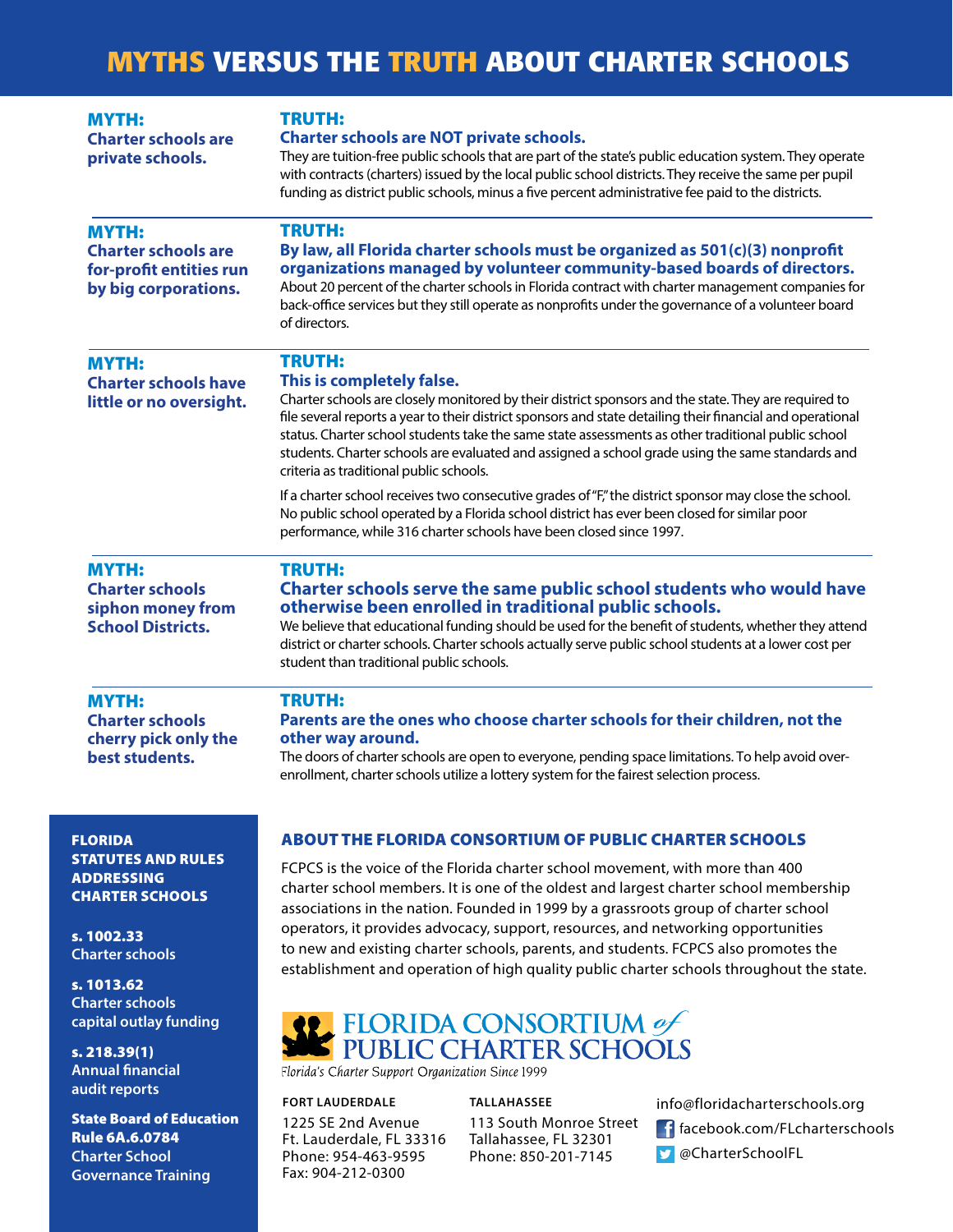# MYTHS VERSUS THE TRUTH ABOUT CHARTER SCHOOLS

**MYTH:**
**Charter schools are private schools.**

**TRUTH:**
**Charter schools are NOT private schools.**
They are tuition-free public schools that are part of the state's public education system. They operate with contracts (charters) issued by the local public school districts. They receive the same per pupil funding as district public schools, minus a five percent administrative fee paid to the districts.

**MYTH:**
**Charter schools are for-profit entities run by big corporations.**

**TRUTH:**
**By law, all Florida charter schools must be organized as 501(c)(3) nonprofit organizations managed by volunteer community-based boards of directors.**
About 20 percent of the charter schools in Florida contract with charter management companies for back-office services but they still operate as nonprofits under the governance of a volunteer board of directors.

**MYTH:**
**Charter schools have little or no oversight.**

**TRUTH:**
**This is completely false.**
Charter schools are closely monitored by their district sponsors and the state. They are required to file several reports a year to their district sponsors and state detailing their financial and operational status. Charter school students take the same state assessments as other traditional public school students. Charter schools are evaluated and assigned a school grade using the same standards and criteria as traditional public schools.

If a charter school receives two consecutive grades of "F," the district sponsor may close the school. No public school operated by a Florida school district has ever been closed for similar poor performance, while 316 charter schools have been closed since 1997.

**MYTH:**
**Charter schools siphon money from School Districts.**

**TRUTH:**
**Charter schools serve the same public school students who would have otherwise been enrolled in traditional public schools.**
We believe that educational funding should be used for the benefit of students, whether they attend district or charter schools. Charter schools actually serve public school students at a lower cost per student than traditional public schools.

**MYTH:**
**Charter schools cherry pick only the best students.**

**TRUTH:**
**Parents are the ones who choose charter schools for their children, not the other way around.**
The doors of charter schools are open to everyone, pending space limitations. To help avoid over-enrollment, charter schools utilize a lottery system for the fairest selection process.

## FLORIDA STATUTES AND RULES ADDRESSING CHARTER SCHOOLS

**s. 1002.33**
Charter schools

**s. 1013.62**
Charter schools capital outlay funding

**s. 218.39(1)**
Annual financial audit reports

**State Board of Education Rule 6A.6.0784**
Charter School Governance Training

## ABOUT THE FLORIDA CONSORTIUM OF PUBLIC CHARTER SCHOOLS

FCPCS is the voice of the Florida charter school movement, with more than 400 charter school members. It is one of the oldest and largest charter school membership associations in the nation. Founded in 1999 by a grassroots group of charter school operators, it provides advocacy, support, resources, and networking opportunities to new and existing charter schools, parents, and students. FCPCS also promotes the establishment and operation of high quality public charter schools throughout the state.

FLORIDA CONSORTIUM of PUBLIC CHARTER SCHOOLS
*Florida's Charter Support Organization Since 1999*

**FORT LAUDERDALE**
1225 SE 2nd Avenue
Ft. Lauderdale, FL 33316
Phone: 954-463-9595
Fax: 904-212-0300

**TALLAHASSEE**
113 South Monroe Street
Tallahassee, FL 32301
Phone: 850-201-7145

info@floridacharterschools.org
facebook.com/FLcharterschools
@CharterSchoolFL